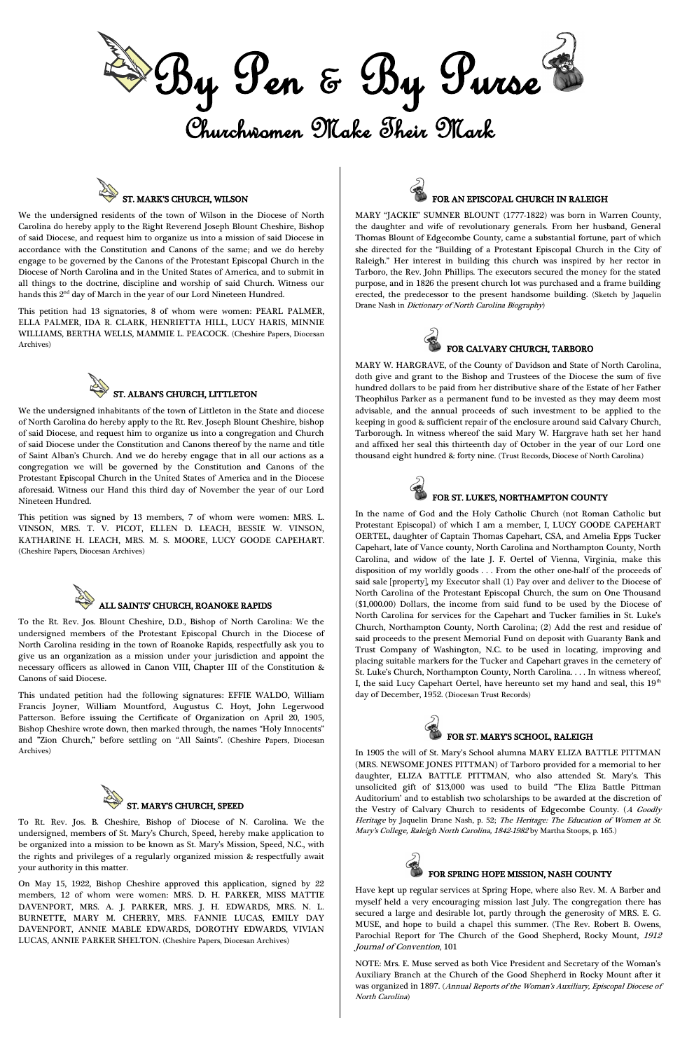# By Pen & By Purse

## Churchwomen Make Their Mark

### ST. MARK'S CHURCH, WILSON

We the undersigned residents of the town of Wilson in the Diocese of North Carolina do hereby apply to the Right Reverend Joseph Blount Cheshire, Bishop of said Diocese, and request him to organize us into a mission of said Diocese in accordance with the Constitution and Canons of the same; and we do hereby engage to be governed by the Canons of the Protestant Episcopal Church in the Diocese of North Carolina and in the United States of America, and to submit in all things to the doctrine, discipline and worship of said Church. Witness our hands this 2nd day of March in the year of our Lord Nineteen Hundred.

This petition had 13 signatories, 8 of whom were women: PEARL PALMER, ELLA PALMER, IDA R. CLARK, HENRIETTA HILL, LUCY HARIS, MINNIE WILLIAMS, BERTHA WELLS, MAMMIE L. PEACOCK. (Cheshire Papers, Diocesan Archives)

### ST. ALBAN'S CHURCH, LITTLETON

We the undersigned inhabitants of the town of Littleton in the State and diocese of North Carolina do hereby apply to the Rt. Rev. Joseph Blount Cheshire, bishop of said Diocese, and request him to organize us into a congregation and Church of said Diocese under the Constitution and Canons thereof by the name and title of Saint Alban's Church. And we do hereby engage that in all our actions as a congregation we will be governed by the Constitution and Canons of the Protestant Episcopal Church in the United States of America and in the Diocese aforesaid. Witness our Hand this third day of November the year of our Lord Nineteen Hundred.

This petition was signed by 13 members, 7 of whom were women: MRS. L. VINSON, MRS. T. V. PICOT, ELLEN D. LEACH, BESSIE W. VINSON, KATHARINE H. LEACH, MRS. M. S. MOORE, LUCY GOODE CAPEHART. (Cheshire Papers, Diocesan Archives)

### ALL SAINTS' CHURCH, ROANOKE RAPIDS

To the Rt. Rev. Jos. Blount Cheshire, D.D., Bishop of North Carolina: We the undersigned members of the Protestant Episcopal Church in the Diocese of North Carolina residing in the town of Roanoke Rapids, respectfully ask you to give us an organization as a mission under your jurisdiction and appoint the necessary officers as allowed in Canon VIII, Chapter III of the Constitution & Canons of said Diocese.

This undated petition had the following signatures: EFFIE WALDO, William Francis Joyner, William Mountford, Augustus C. Hoyt, John Legerwood Patterson. Before issuing the Certificate of Organization on April 20, 1905, Bishop Cheshire wrote down, then marked through, the names "Holy Innocents" and "Zion Church," before settling on "All Saints". (Cheshire Papers, Diocesan Archives)

### ST. MARY'S CHURCH, SPEED

To Rt. Rev. Jos. B. Cheshire, Bishop of Diocese of N. Carolina. We the undersigned, members of St. Mary's Church, Speed, hereby make application to be organized into a mission to be known as St. Mary's Mission, Speed, N.C., with the rights and privileges of a regularly organized mission & respectfully await your authority in this matter.

On May 15, 1922, Bishop Cheshire approved this application, signed by 22 members, 12 of whom were women: MRS. D. H. PARKER, MISS MATTIE DAVENPORT, MRS. A. J. PARKER, MRS. J. H. EDWARDS, MRS. N. L. BURNETTE, MARY M. CHERRY, MRS. FANNIE LUCAS, EMILY DAY DAVENPORT, ANNIE MABLE EDWARDS, DOROTHY EDWARDS, VIVIAN LUCAS, ANNIE PARKER SHELTON. (Cheshire Papers, Diocesan Archives)

### FOR AN EPISCOPAL CHURCH IN RALEIGH

MARY "JACKIE" SUMNER BLOUNT (1777-1822) was born in Warren County, the daughter and wife of revolutionary generals. From her husband, General Thomas Blount of Edgecombe County, came a substantial fortune, part of which she directed for the "Building of a Protestant Episcopal Church in the City of Raleigh." Her interest in building this church was inspired by her rector in Tarboro, the Rev. John Phillips. The executors secured the money for the stated purpose, and in 1826 the present church lot was purchased and a frame building erected, the predecessor to the present handsome building. (Sketch by Jaquelin Drane Nash in *Dictionary of North Carolina Biography*)

### FOR CALVARY CHURCH, TARBORO

MARY W. HARGRAVE, of the County of Davidson and State of North Carolina, doth give and grant to the Bishop and Trustees of the Diocese the sum of five hundred dollars to be paid from her distributive share of the Estate of her Father Theophilus Parker as a permanent fund to be invested as they may deem most advisable, and the annual proceeds of such investment to be applied to the keeping in good & sufficient repair of the enclosure around said Calvary Church, Tarborough. In witness whereof the said Mary W. Hargrave hath set her hand and affixed her seal this thirteenth day of October in the year of our Lord one thousand eight hundred & forty nine. (Trust Records, Diocese of North Carolina)

### FOR ST. LUKE'S, NORTHAMPTON COUNTY

In the name of God and the Holy Catholic Church (not Roman Catholic but Protestant Episcopal) of which I am a member, I, LUCY GOODE CAPEHART OERTEL, daughter of Captain Thomas Capehart, CSA, and Amelia Epps Tucker Capehart, late of Vance county, North Carolina and Northampton County, North Carolina, and widow of the late J. F. Oertel of Vienna, Virginia, make this disposition of my worldly goods . . . From the other one-half of the proceeds of said sale [property], my Executor shall (1) Pay over and deliver to the Diocese of North Carolina of the Protestant Episcopal Church, the sum on One Thousand ($1,000.00) Dollars, the income from said fund to be used by the Diocese of North Carolina for services for the Capehart and Tucker families in St. Luke's Church, Northampton County, North Carolina; (2) Add the rest and residue of said proceeds to the present Memorial Fund on deposit with Guaranty Bank and Trust Company of Washington, N.C. to be used in locating, improving and placing suitable markers for the Tucker and Capehart graves in the cemetery of St. Luke's Church, Northampton County, North Carolina. . . . In witness whereof, I, the said Lucy Capehart Oertel, have hereunto set my hand and seal, this 19th day of December, 1952. (Diocesan Trust Records)

### FOR ST. MARY'S SCHOOL, RALEIGH

In 1905 the will of St. Mary's School alumna MARY ELIZA BATTLE PITTMAN (MRS. NEWSOME JONES PITTMAN) of Tarboro provided for a memorial to her daughter, ELIZA BATTLE PITTMAN, who also attended St. Mary's. This unsolicited gift of $13,000 was used to build "The Eliza Battle Pittman Auditorium' and to establish two scholarships to be awarded at the discretion of the Vestry of Calvary Church to residents of Edgecombe County. (*A Goodly Heritage* by Jaquelin Drane Nash, p. 52; *The Heritage: The Education of Women at St. Mary's College, Raleigh North Carolina, 1842-1982* by Martha Stoops, p. 165.)

### FOR SPRING HOPE MISSION, NASH COUNTY

Have kept up regular services at Spring Hope, where also Rev. M. A Barber and myself held a very encouraging mission last July. The congregation there has secured a large and desirable lot, partly through the generosity of MRS. E. G. MUSE, and hope to build a chapel this summer. (The Rev. Robert B. Owens, Parochial Report for The Church of the Good Shepherd, Rocky Mount, *1912 Journal of Convention*, 101

NOTE: Mrs. E. Muse served as both Vice President and Secretary of the Woman's Auxiliary Branch at the Church of the Good Shepherd in Rocky Mount after it was organized in 1897. (*Annual Reports of the Woman's Auxiliary, Episcopal Diocese of North Carolina*)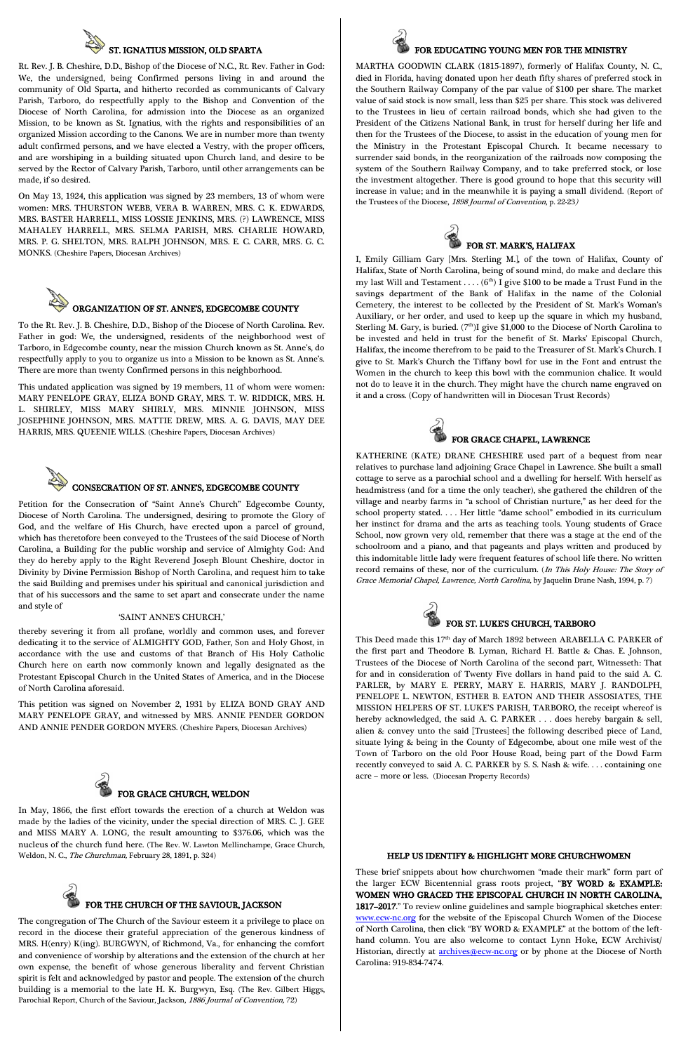## ST. IGNATIUS MISSION, OLD SPARTA

Rt. Rev. J. B. Cheshire, D.D., Bishop of the Diocese of N.C., Rt. Rev. Father in God: We, the undersigned, being Confirmed persons living in and around the community of Old Sparta, and hitherto recorded as communicants of Calvary Parish, Tarboro, do respectfully apply to the Bishop and Convention of the Diocese of North Carolina, for admission into the Diocese as an organized Mission, to be known as St. Ignatius, with the rights and responsibilities of an organized Mission according to the Canons. We are in number more than twenty adult confirmed persons, and we have elected a Vestry, with the proper officers, and are worshiping in a building situated upon Church land, and desire to be served by the Rector of Calvary Parish, Tarboro, until other arrangements can be made, if so desired.

On May 13, 1924, this application was signed by 23 members, 13 of whom were women: MRS. THURSTON WEBB, VERA B. WARREN, MRS. C. K. EDWARDS, MRS. BASTER HARRELL, MISS LOSSIE JENKINS, MRS. (?) LAWRENCE, MISS MAHALEY HARRELL, MRS. SELMA PARISH, MRS. CHARLIE HOWARD, MRS. P. G. SHELTON, MRS. RALPH JOHNSON, MRS. E. C. CARR, MRS. G. C. MONKS. (Cheshire Papers, Diocesan Archives)

## ORGANIZATION OF ST. ANNE'S, EDGECOMBE COUNTY

To the Rt. Rev. J. B. Cheshire, D.D., Bishop of the Diocese of North Carolina. Rev. Father in god: We, the undersigned, residents of the neighborhood west of Tarboro, in Edgecombe county, near the mission Church known as St. Anne's, do respectfully apply to you to organize us into a Mission to be known as St. Anne's. There are more than twenty Confirmed persons in this neighborhood.

This undated application was signed by 19 members, 11 of whom were women: MARY PENELOPE GRAY, ELIZA BOND GRAY, MRS. T. W. RIDDICK, MRS. H. L. SHIRLEY, MISS MARY SHIRLY, MRS. MINNIE JOHNSON, MISS JOSEPHINE JOHNSON, MRS. MATTIE DREW, MRS. A. G. DAVIS, MAY DEE HARRIS, MRS. QUEENIE WILLS. (Cheshire Papers, Diocesan Archives)

## CONSECRATION OF ST. ANNE'S, EDGECOMBE COUNTY

Petition for the Consecration of "Saint Anne's Church" Edgecombe County, Diocese of North Carolina. The undersigned, desiring to promote the Glory of God, and the welfare of His Church, have erected upon a parcel of ground, which has theretofore been conveyed to the Trustees of the said Diocese of North Carolina, a Building for the public worship and service of Almighty God: And they do hereby apply to the Right Reverend Joseph Blount Cheshire, doctor in Divinity by Divine Permission Bishop of North Carolina, and request him to take the said Building and premises under his spiritual and canonical jurisdiction and that of his successors and the same to set apart and consecrate under the name and style of

'SAINT ANNE'S CHURCH,'

thereby severing it from all profane, worldly and common uses, and forever dedicating it to the service of ALMIGHTY GOD, Father, Son and Holy Ghost, in accordance with the laws and customs of that Branch of His Holy Catholic Church here on earth now commonly known and legally designated as the Protestant Episcopal Church in the United States of America, and in the Diocese of North Carolina aforesaid.

This petition was signed on November 2, 1931 by ELIZA BOND GRAY AND MARY PENELOPE GRAY, and witnessed by MRS. ANNIE PENDER GORDON AND ANNIE PENDER GORDON MYERS. (Cheshire Papers, Diocesan Archives)

## FOR GRACE CHURCH, WELDON

In May, 1866, the first effort towards the erection of a church at Weldon was made by the ladies of the vicinity, under the special direction of MRS. C. J. GEE and MISS MARY A. LONG, the result amounting to $376.06, which was the nucleus of the church fund here. (The Rev. W. Lawton Mellinchampe, Grace Church, Weldon, N. C., *The Churchman,* February 28, 1891, p. 324)

## FOR THE CHURCH OF THE SAVIOUR, JACKSON

The congregation of The Church of the Saviour esteem it a privilege to place on record in the diocese their grateful appreciation of the generous kindness of MRS. H(enry) K(ing). BURGWYN, of Richmond, Va., for enhancing the comfort and convenience of worship by alterations and the extension of the church at her own expense, the benefit of whose generous liberality and fervent Christian spirit is felt and acknowledged by pastor and people. The extension of the church building is a memorial to the late H. K. Burgwyn, Esq. (The Rev. Gilbert Higgs, Parochial Report, Church of the Saviour, Jackson, *1886 Journal of Convention,* 72)

## FOR EDUCATING YOUNG MEN FOR THE MINISTRY

MARTHA GOODWIN CLARK (1815-1897), formerly of Halifax County, N. C., died in Florida, having donated upon her death fifty shares of preferred stock in the Southern Railway Company of the par value of $100 per share. The market value of said stock is now small, less than $25 per share. This stock was delivered to the Trustees in lieu of certain railroad bonds, which she had given to the President of the Citizens National Bank, in trust for herself during her life and then for the Trustees of the Diocese, to assist in the education of young men for the Ministry in the Protestant Episcopal Church. It became necessary to surrender said bonds, in the reorganization of the railroads now composing the system of the Southern Railway Company, and to take preferred stock, or lose the investment altogether. There is good ground to hope that this security will increase in value; and in the meanwhile it is paying a small dividend. (Report of the Trustees of the Diocese, *1898 Journal of Convention,* p. 22-23*)*

## FOR ST. MARK'S, HALIFAX

I, Emily Gilliam Gary [Mrs. Sterling M.], of the town of Halifax, County of Halifax, State of North Carolina, being of sound mind, do make and declare this my last Will and Testament . . . . (6th) I give $100 to be made a Trust Fund in the savings department of the Bank of Halifax in the name of the Colonial Cemetery, the interest to be collected by the President of St. Mark's Woman's Auxiliary, or her order, and used to keep up the square in which my husband, Sterling M. Gary, is buried. (7th)I give $1,000 to the Diocese of North Carolina to be invested and held in trust for the benefit of St. Marks' Episcopal Church, Halifax, the income therefrom to be paid to the Treasurer of St. Mark's Church. I give to St. Mark's Church the Tiffany bowl for use in the Font and entrust the Women in the church to keep this bowl with the communion chalice. It would not do to leave it in the church. They might have the church name engraved on it and a cross. (Copy of handwritten will in Diocesan Trust Records)

## FOR GRACE CHAPEL, LAWRENCE

KATHERINE (KATE) DRANE CHESHIRE used part of a bequest from near relatives to purchase land adjoining Grace Chapel in Lawrence. She built a small cottage to serve as a parochial school and a dwelling for herself. With herself as headmistress (and for a time the only teacher), she gathered the children of the village and nearby farms in "a school of Christian nurture," as her deed for the school property stated. . . . Her little "dame school" embodied in its curriculum her instinct for drama and the arts as teaching tools. Young students of Grace School, now grown very old, remember that there was a stage at the end of the schoolroom and a piano, and that pageants and plays written and produced by this indomitable little lady were frequent features of school life there. No written record remains of these, nor of the curriculum. (*In This Holy House: The Story of Grace Memorial Chapel, Lawrence, North Carolina,* by Jaquelin Drane Nash, 1994, p. 7)

## FOR ST. LUKE'S CHURCH, TARBORO

This Deed made this 17th day of March 1892 between ARABELLA C. PARKER of the first part and Theodore B. Lyman, Richard H. Battle & Chas. E. Johnson, Trustees of the Diocese of North Carolina of the second part, Witnesseth: That for and in consideration of Twenty Five dollars in hand paid to the said A. C. PARLER, by MARY E. PERRY, MARY E. HARRIS, MARY J. RANDOLPH, PENELOPE L. NEWTON, ESTHER B. EATON AND THEIR ASSOIATES, THE MISSION HELPERS OF ST. LUKE'S PARISH, TARBORO, the receipt whereof is hereby acknowledged, the said A. C. PARKER . . . does hereby bargain & sell, alien & convey unto the said [Trustees] the following described piece of Land, situate lying & being in the County of Edgecombe, about one mile west of the Town of Tarboro on the old Poor House Road, being part of the Dowd Farm recently conveyed to said A. C. PARKER by S. S. Nash & wife. . . . containing one acre – more or less. (Diocesan Property Records)

### HELP US IDENTIFY & HIGHLIGHT MORE CHURCHWOMEN

These brief snippets about how churchwomen "made their mark" form part of the larger ECW Bicentennial grass roots project, "**BY WORD & EXAMPLE: WOMEN WHO GRACED THE EPISCOPAL CHURCH IN NORTH CAROLINA, 1817–2017**." To review online guidelines and sample biographical sketches enter: www.ecw-nc.org for the website of the Episcopal Church Women of the Diocese of North Carolina, then click "BY WORD & EXAMPLE" at the bottom of the left-hand column. You are also welcome to contact Lynn Hoke, ECW Archivist/ Historian, directly at archives@ecw-nc.org or by phone at the Diocese of North Carolina: 919-834-7474.